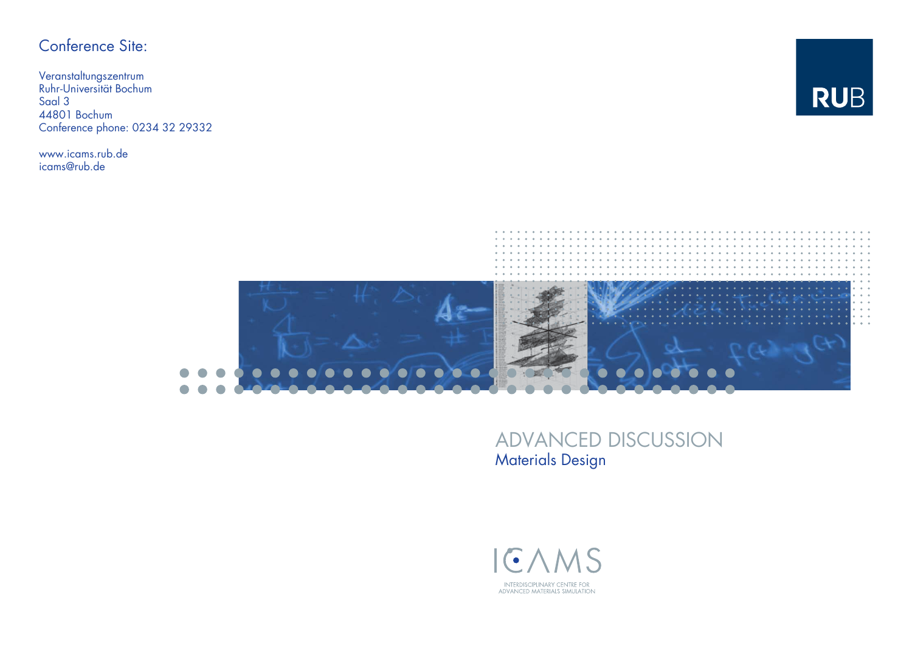## Conference Site:

Veranstaltungszentrum
Ruhr-Universität Bochum
Saal 3
44801 Bochum
Conference phone: 0234 32 29332

www.icams.rub.de
icams@rub.de

RUB

# ADVANCED DISCUSSION

## Materials Design

ICAMS

INTERDISCIPLINARY CENTRE FOR ADVANCED MATERIALS SIMULATION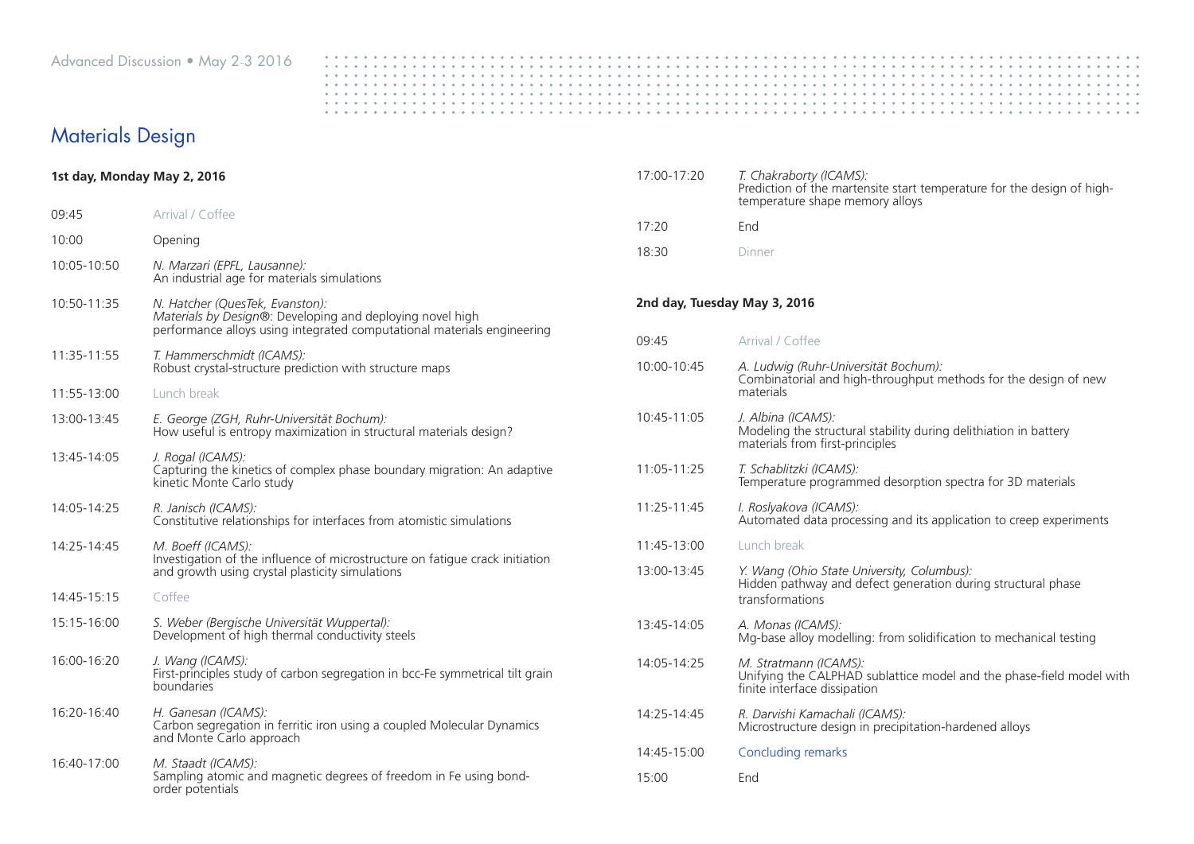Advanced Discussion • May 2-3 2016

# Materials Design

## 1st day, Monday May 2, 2016

| | |
|---|---|
| 09:45 | Arrival / Coffee |
| 10:00 | Opening |
| 10:05-10:50 | *N. Marzari (EPFL, Lausanne):* An industrial age for materials simulations |
| 10:50-11:35 | *N. Hatcher (QuesTek, Evanston): Materials by Design®*: Developing and deploying novel high performance alloys using integrated computational materials engineering |
| 11:35-11:55 | *T. Hammerschmidt (ICAMS):* Robust crystal-structure prediction with structure maps |
| 11:55-13:00 | Lunch break |
| 13:00-13:45 | *E. George (ZGH, Ruhr-Universität Bochum):* How useful is entropy maximization in structural materials design? |
| 13:45-14:05 | *J. Rogal (ICAMS):* Capturing the kinetics of complex phase boundary migration: An adaptive kinetic Monte Carlo study |
| 14:05-14:25 | *R. Janisch (ICAMS):* Constitutive relationships for interfaces from atomistic simulations |
| 14:25-14:45 | *M. Boeff (ICAMS):* Investigation of the influence of microstructure on fatigue crack initiation and growth using crystal plasticity simulations |
| 14:45-15:15 | Coffee |
| 15:15-16:00 | *S. Weber (Bergische Universität Wuppertal):* Development of high thermal conductivity steels |
| 16:00-16:20 | *J. Wang (ICAMS):* First-principles study of carbon segregation in bcc-Fe symmetrical tilt grain boundaries |
| 16:20-16:40 | *H. Ganesan (ICAMS):* Carbon segregation in ferritic iron using a coupled Molecular Dynamics and Monte Carlo approach |
| 16:40-17:00 | *M. Staadt (ICAMS):* Sampling atomic and magnetic degrees of freedom in Fe using bond-order potentials |
| 17:00-17:20 | *T. Chakraborty (ICAMS):* Prediction of the martensite start temperature for the design of high-temperature shape memory alloys |
| 17:20 | End |
| 18:30 | Dinner |

## 2nd day, Tuesday May 3, 2016

| | |
|---|---|
| 09:45 | Arrival / Coffee |
| 10:00-10:45 | *A. Ludwig (Ruhr-Universität Bochum):* Combinatorial and high-throughput methods for the design of new materials |
| 10:45-11:05 | *J. Albina (ICAMS):* Modeling the structural stability during delithiation in battery materials from first-principles |
| 11:05-11:25 | *T. Schablitzki (ICAMS):* Temperature programmed desorption spectra for 3D materials |
| 11:25-11:45 | *I. Roslyakova (ICAMS):* Automated data processing and its application to creep experiments |
| 11:45-13:00 | Lunch break |
| 13:00-13:45 | *Y. Wang (Ohio State University, Columbus):* Hidden pathway and defect generation during structural phase transformations |
| 13:45-14:05 | *A. Monas (ICAMS):* Mg-base alloy modelling: from solidification to mechanical testing |
| 14:05-14:25 | *M. Stratmann (ICAMS):* Unifying the CALPHAD sublattice model and the phase-field model with finite interface dissipation |
| 14:25-14:45 | *R. Darvishi Kamachali (ICAMS):* Microstructure design in precipitation-hardened alloys |
| 14:45-15:00 | Concluding remarks |
| 15:00 | End |